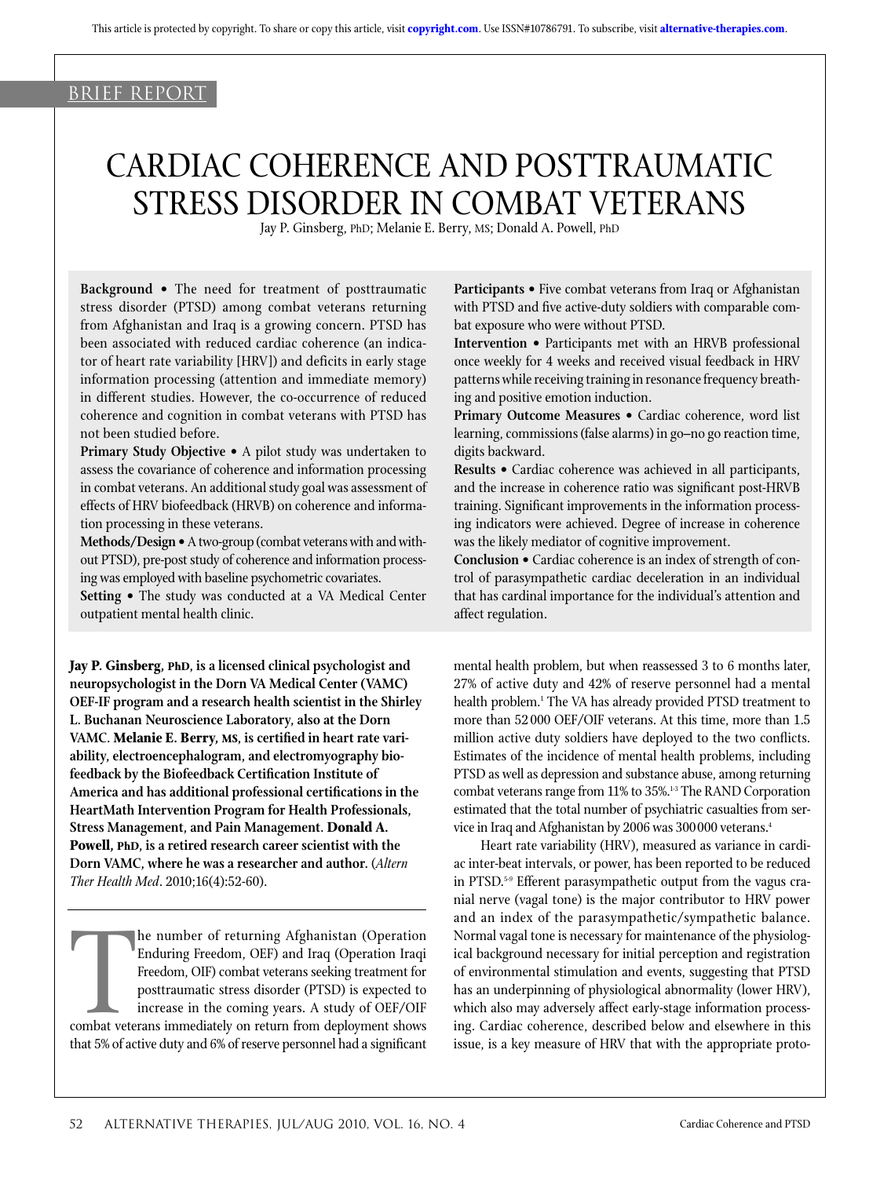BRIEF REPORT

# CARDIAC COHERENCE AND POSTTRAUMATIC STRESS DISORDER IN COMBAT VETERANS

Jay P. Ginsberg, PhD; Melanie E. Berry, MS; Donald A. Powell, PhD

**Background** • The need for treatment of posttraumatic stress disorder (PTSD) among combat veterans returning from Afghanistan and Iraq is a growing concern. PTSD has been associated with reduced cardiac coherence (an indicator of heart rate variability [HRV]) and deficits in early stage information processing (attention and immediate memory) in different studies. However, the co-occurrence of reduced coherence and cognition in combat veterans with PTSD has not been studied before.

**Primary Study Objective** • A pilot study was undertaken to assess the covariance of coherence and information processing in combat veterans. An additional study goal was assessment of effects of HRV biofeedback (HRVB) on coherence and information processing in these veterans.

**Methods/Design** • A two-group (combat veterans with and without PTSD), pre-post study of coherence and information processing was employed with baseline psychometric covariates.

**Setting** • The study was conducted at a VA Medical Center outpatient mental health clinic.

**Participants** • Five combat veterans from Iraq or Afghanistan with PTSD and five active-duty soldiers with comparable combat exposure who were without PTSD.

**Intervention** • Participants met with an HRVB professional once weekly for 4 weeks and received visual feedback in HRV patterns while receiving training in resonance frequency breathing and positive emotion induction.

**Primary Outcome Measures** • Cardiac coherence, word list learning, commissions (false alarms) in go–no go reaction time, digits backward.

**Results** • Cardiac coherence was achieved in all participants, and the increase in coherence ratio was significant post-HRVB training. Significant improvements in the information processing indicators were achieved. Degree of increase in coherence was the likely mediator of cognitive improvement.

**Conclusion** • Cardiac coherence is an index of strength of control of parasympathetic cardiac deceleration in an individual that has cardinal importance for the individual's attention and affect regulation.

**Jay P. Ginsberg, PhD, is a licensed clinical psychologist and neuropsychologist in the Dorn VA Medical Center (VAMC) OEF-IF program and a research health scientist in the Shirley L. Buchanan Neuroscience Laboratory, also at the Dorn VAMC. Melanie E. Berry, MS, is certified in heart rate variability, electroencephalogram, and electromyography biofeedback by the Biofeedback Certification Institute of America and has additional professional certifications in the HeartMath Intervention Program for Health Professionals, Stress Management, and Pain Management. Donald A. Powell, PhD, is a retired research career scientist with the Dorn VAMC, where he was a researcher and author.** (*Altern Ther Health Med*. 2010;16(4):52-60).

The number of returning Afghanistan (Operation Enduring Freedom, OEF) and Iraq (Operation Iraqi Freedom, OIF) combat veterans seeking treatment for posttraumatic stress disorder (PTSD) is expected to increase in the coming years. A study of OEF/OIF combat veterans immediately on return from deployment shows that 5% of active duty and 6% of reserve personnel had a significant mental health problem, but when reassessed 3 to 6 months later, 27% of active duty and 42% of reserve personnel had a mental health problem.[1] The VA has already provided PTSD treatment to more than 52 000 OEF/OIF veterans. At this time, more than 1.5 million active duty soldiers have deployed to the two conflicts. Estimates of the incidence of mental health problems, including PTSD as well as depression and substance abuse, among returning combat veterans range from 11% to 35%.[1-3] The RAND Corporation estimated that the total number of psychiatric casualties from service in Iraq and Afghanistan by 2006 was 300 000 veterans.[4]

Heart rate variability (HRV), measured as variance in cardiac inter-beat intervals, or power, has been reported to be reduced in PTSD.[5-9] Efferent parasympathetic output from the vagus cranial nerve (vagal tone) is the major contributor to HRV power and an index of the parasympathetic/sympathetic balance. Normal vagal tone is necessary for maintenance of the physiological background necessary for initial perception and registration of environmental stimulation and events, suggesting that PTSD has an underpinning of physiological abnormality (lower HRV), which also may adversely affect early-stage information processing. Cardiac coherence, described below and elsewhere in this issue, is a key measure of HRV that with the appropriate proto-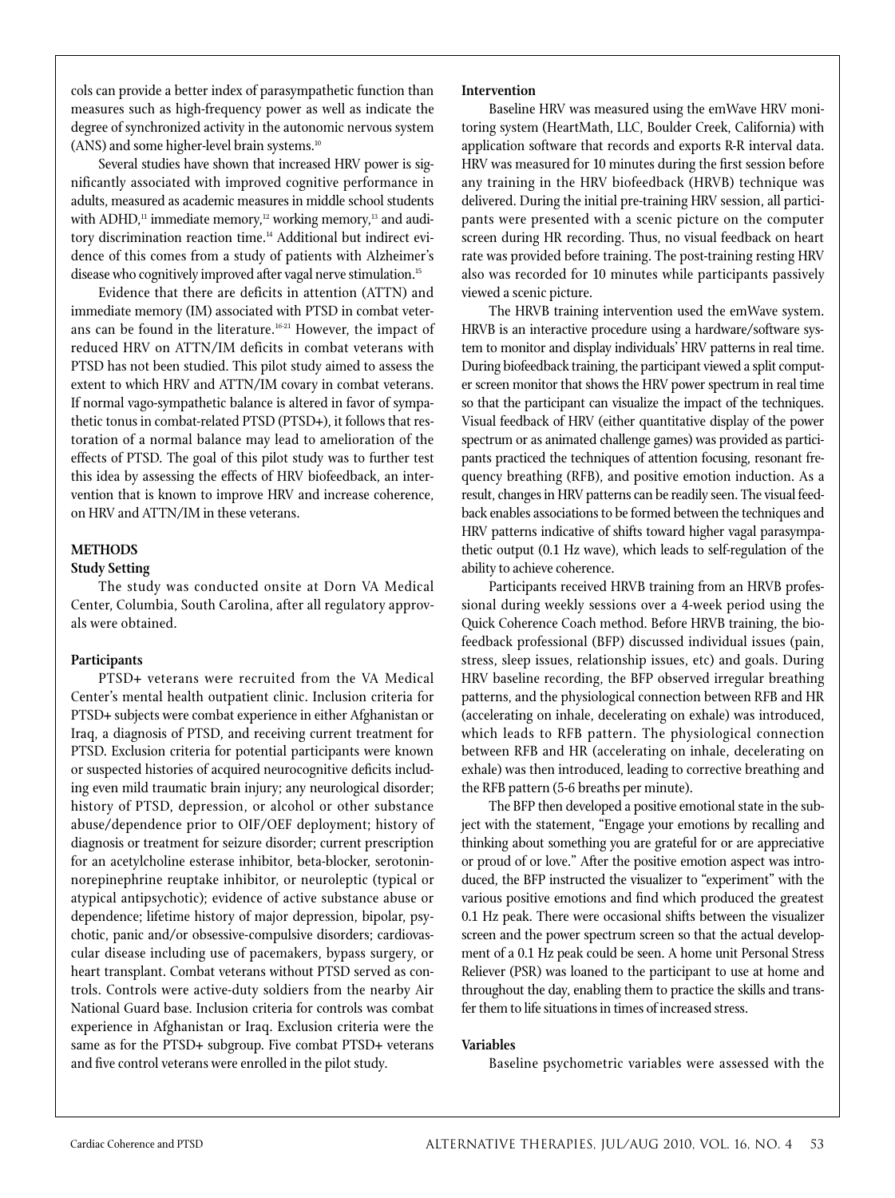cols can provide a better index of parasympathetic function than measures such as high-frequency power as well as indicate the degree of synchronized activity in the autonomic nervous system (ANS) and some higher-level brain systems.[10]

Several studies have shown that increased HRV power is significantly associated with improved cognitive performance in adults, measured as academic measures in middle school students with ADHD,[11] immediate memory,[12] working memory,[13] and auditory discrimination reaction time.[14] Additional but indirect evidence of this comes from a study of patients with Alzheimer's disease who cognitively improved after vagal nerve stimulation.[15]

Evidence that there are deficits in attention (ATTN) and immediate memory (IM) associated with PTSD in combat veterans can be found in the literature.[16-21] However, the impact of reduced HRV on ATTN/IM deficits in combat veterans with PTSD has not been studied. This pilot study aimed to assess the extent to which HRV and ATTN/IM covary in combat veterans. If normal vago-sympathetic balance is altered in favor of sympathetic tonus in combat-related PTSD (PTSD+), it follows that restoration of a normal balance may lead to amelioration of the effects of PTSD. The goal of this pilot study was to further test this idea by assessing the effects of HRV biofeedback, an intervention that is known to improve HRV and increase coherence, on HRV and ATTN/IM in these veterans.

## METHODS

### Study Setting

The study was conducted onsite at Dorn VA Medical Center, Columbia, South Carolina, after all regulatory approvals were obtained.

### Participants

PTSD+ veterans were recruited from the VA Medical Center's mental health outpatient clinic. Inclusion criteria for PTSD+ subjects were combat experience in either Afghanistan or Iraq, a diagnosis of PTSD, and receiving current treatment for PTSD. Exclusion criteria for potential participants were known or suspected histories of acquired neurocognitive deficits including even mild traumatic brain injury; any neurological disorder; history of PTSD, depression, or alcohol or other substance abuse/dependence prior to OIF/OEF deployment; history of diagnosis or treatment for seizure disorder; current prescription for an acetylcholine esterase inhibitor, beta-blocker, serotonin-norepinephrine reuptake inhibitor, or neuroleptic (typical or atypical antipsychotic); evidence of active substance abuse or dependence; lifetime history of major depression, bipolar, psychotic, panic and/or obsessive-compulsive disorders; cardiovascular disease including use of pacemakers, bypass surgery, or heart transplant. Combat veterans without PTSD served as controls. Controls were active-duty soldiers from the nearby Air National Guard base. Inclusion criteria for controls was combat experience in Afghanistan or Iraq. Exclusion criteria were the same as for the PTSD+ subgroup. Five combat PTSD+ veterans and five control veterans were enrolled in the pilot study.

### Intervention

Baseline HRV was measured using the emWave HRV monitoring system (HeartMath, LLC, Boulder Creek, California) with application software that records and exports R-R interval data. HRV was measured for 10 minutes during the first session before any training in the HRV biofeedback (HRVB) technique was delivered. During the initial pre-training HRV session, all participants were presented with a scenic picture on the computer screen during HR recording. Thus, no visual feedback on heart rate was provided before training. The post-training resting HRV also was recorded for 10 minutes while participants passively viewed a scenic picture.

The HRVB training intervention used the emWave system. HRVB is an interactive procedure using a hardware/software system to monitor and display individuals' HRV patterns in real time. During biofeedback training, the participant viewed a split computer screen monitor that shows the HRV power spectrum in real time so that the participant can visualize the impact of the techniques. Visual feedback of HRV (either quantitative display of the power spectrum or as animated challenge games) was provided as participants practiced the techniques of attention focusing, resonant frequency breathing (RFB), and positive emotion induction. As a result, changes in HRV patterns can be readily seen. The visual feedback enables associations to be formed between the techniques and HRV patterns indicative of shifts toward higher vagal parasympathetic output (0.1 Hz wave), which leads to self-regulation of the ability to achieve coherence.

Participants received HRVB training from an HRVB professional during weekly sessions over a 4-week period using the Quick Coherence Coach method. Before HRVB training, the biofeedback professional (BFP) discussed individual issues (pain, stress, sleep issues, relationship issues, etc) and goals. During HRV baseline recording, the BFP observed irregular breathing patterns, and the physiological connection between RFB and HR (accelerating on inhale, decelerating on exhale) was introduced, which leads to RFB pattern. The physiological connection between RFB and HR (accelerating on inhale, decelerating on exhale) was then introduced, leading to corrective breathing and the RFB pattern (5-6 breaths per minute).

The BFP then developed a positive emotional state in the subject with the statement, "Engage your emotions by recalling and thinking about something you are grateful for or are appreciative or proud of or love." After the positive emotion aspect was introduced, the BFP instructed the visualizer to "experiment" with the various positive emotions and find which produced the greatest 0.1 Hz peak. There were occasional shifts between the visualizer screen and the power spectrum screen so that the actual development of a 0.1 Hz peak could be seen. A home unit Personal Stress Reliever (PSR) was loaned to the participant to use at home and throughout the day, enabling them to practice the skills and transfer them to life situations in times of increased stress.

### Variables

Baseline psychometric variables were assessed with the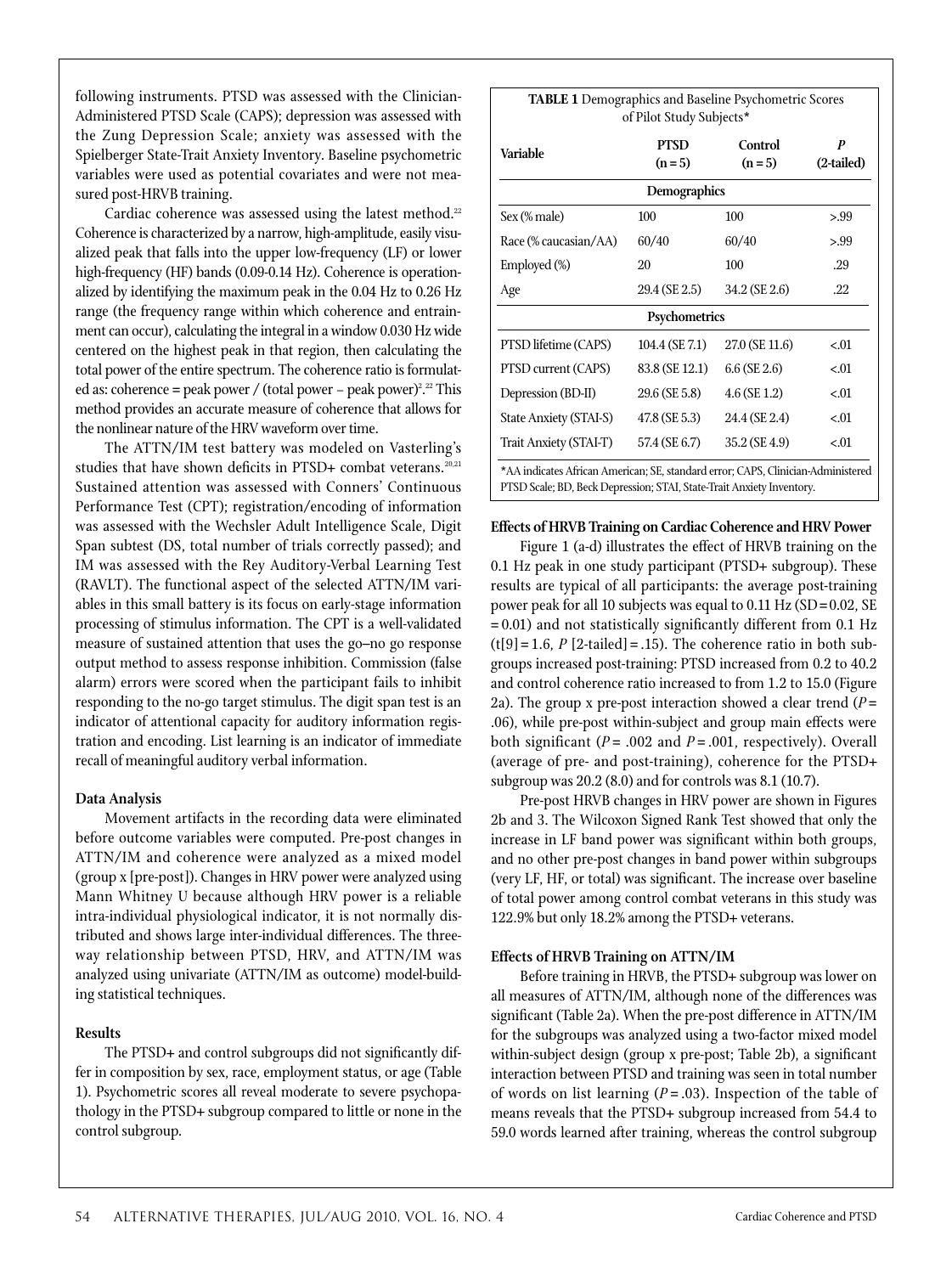following instruments. PTSD was assessed with the Clinician-Administered PTSD Scale (CAPS); depression was assessed with the Zung Depression Scale; anxiety was assessed with the Spielberger State-Trait Anxiety Inventory. Baseline psychometric variables were used as potential covariates and were not measured post-HRVB training.

Cardiac coherence was assessed using the latest method.[22] Coherence is characterized by a narrow, high-amplitude, easily visualized peak that falls into the upper low-frequency (LF) or lower high-frequency (HF) bands (0.09-0.14 Hz). Coherence is operationalized by identifying the maximum peak in the 0.04 Hz to 0.26 Hz range (the frequency range within which coherence and entrainment can occur), calculating the integral in a window 0.030 Hz wide centered on the highest peak in that region, then calculating the total power of the entire spectrum. The coherence ratio is formulated as: coherence = peak power / (total power – peak power)$^2$.[22] This method provides an accurate measure of coherence that allows for the nonlinear nature of the HRV waveform over time.

The ATTN/IM test battery was modeled on Vasterling's studies that have shown deficits in PTSD+ combat veterans.[20,21] Sustained attention was assessed with Conners' Continuous Performance Test (CPT); registration/encoding of information was assessed with the Wechsler Adult Intelligence Scale, Digit Span subtest (DS, total number of trials correctly passed); and IM was assessed with the Rey Auditory-Verbal Learning Test (RAVLT). The functional aspect of the selected ATTN/IM variables in this small battery is its focus on early-stage information processing of stimulus information. The CPT is a well-validated measure of sustained attention that uses the go–no go response output method to assess response inhibition. Commission (false alarm) errors were scored when the participant fails to inhibit responding to the no-go target stimulus. The digit span test is an indicator of attentional capacity for auditory information registration and encoding. List learning is an indicator of immediate recall of meaningful auditory verbal information.

### Data Analysis

Movement artifacts in the recording data were eliminated before outcome variables were computed. Pre-post changes in ATTN/IM and coherence were analyzed as a mixed model (group x [pre-post]). Changes in HRV power were analyzed using Mann Whitney U because although HRV power is a reliable intra-individual physiological indicator, it is not normally distributed and shows large inter-individual differences. The three-way relationship between PTSD, HRV, and ATTN/IM was analyzed using univariate (ATTN/IM as outcome) model-building statistical techniques.

### Results

The PTSD+ and control subgroups did not significantly differ in composition by sex, race, employment status, or age (Table 1). Psychometric scores all reveal moderate to severe psychopathology in the PTSD+ subgroup compared to little or none in the control subgroup.

**TABLE 1** Demographics and Baseline Psychometric Scores of Pilot Study Subjects*

| Variable | PTSD (n = 5) | Control (n = 5) | *P* (2-tailed) |
|---|---|---|---|
| **Demographics** | | | |
| Sex (% male) | 100 | 100 | >.99 |
| Race (% caucasian/AA) | 60/40 | 60/40 | >.99 |
| Employed (%) | 20 | 100 | .29 |
| Age | 29.4 (SE 2.5) | 34.2 (SE 2.6) | .22 |
| **Psychometrics** | | | |
| PTSD lifetime (CAPS) | 104.4 (SE 7.1) | 27.0 (SE 11.6) | <.01 |
| PTSD current (CAPS) | 83.8 (SE 12.1) | 6.6 (SE 2.6) | <.01 |
| Depression (BD-II) | 29.6 (SE 5.8) | 4.6 (SE 1.2) | <.01 |
| State Anxiety (STAI-S) | 47.8 (SE 5.3) | 24.4 (SE 2.4) | <.01 |
| Trait Anxiety (STAI-T) | 57.4 (SE 6.7) | 35.2 (SE 4.9) | <.01 |

*AA indicates African American; SE, standard error; CAPS, Clinician-Administered PTSD Scale; BD, Beck Depression; STAI, State-Trait Anxiety Inventory.

#### Effects of HRVB Training on Cardiac Coherence and HRV Power

Figure 1 (a-d) illustrates the effect of HRVB training on the 0.1 Hz peak in one study participant (PTSD+ subgroup). These results are typical of all participants: the average post-training power peak for all 10 subjects was equal to 0.11 Hz (SD = 0.02, SE = 0.01) and not statistically significantly different from 0.1 Hz ($t[9] = 1.6$, *P* [2-tailed] = .15). The coherence ratio in both subgroups increased post-training: PTSD increased from 0.2 to 40.2 and control coherence ratio increased to from 1.2 to 15.0 (Figure 2a). The group x pre-post interaction showed a clear trend ($P = .06$), while pre-post within-subject and group main effects were both significant ($P = .002$ and $P = .001$, respectively). Overall (average of pre- and post-training), coherence for the PTSD+ subgroup was 20.2 (8.0) and for controls was 8.1 (10.7).

Pre-post HRVB changes in HRV power are shown in Figures 2b and 3. The Wilcoxon Signed Rank Test showed that only the increase in LF band power was significant within both groups, and no other pre-post changes in band power within subgroups (very LF, HF, or total) was significant. The increase over baseline of total power among control combat veterans in this study was 122.9% but only 18.2% among the PTSD+ veterans.

#### Effects of HRVB Training on ATTN/IM

Before training in HRVB, the PTSD+ subgroup was lower on all measures of ATTN/IM, although none of the differences was significant (Table 2a). When the pre-post difference in ATTN/IM for the subgroups was analyzed using a two-factor mixed model within-subject design (group x pre-post; Table 2b), a significant interaction between PTSD and training was seen in total number of words on list learning ($P = .03$). Inspection of the table of means reveals that the PTSD+ subgroup increased from 54.4 to 59.0 words learned after training, whereas the control subgroup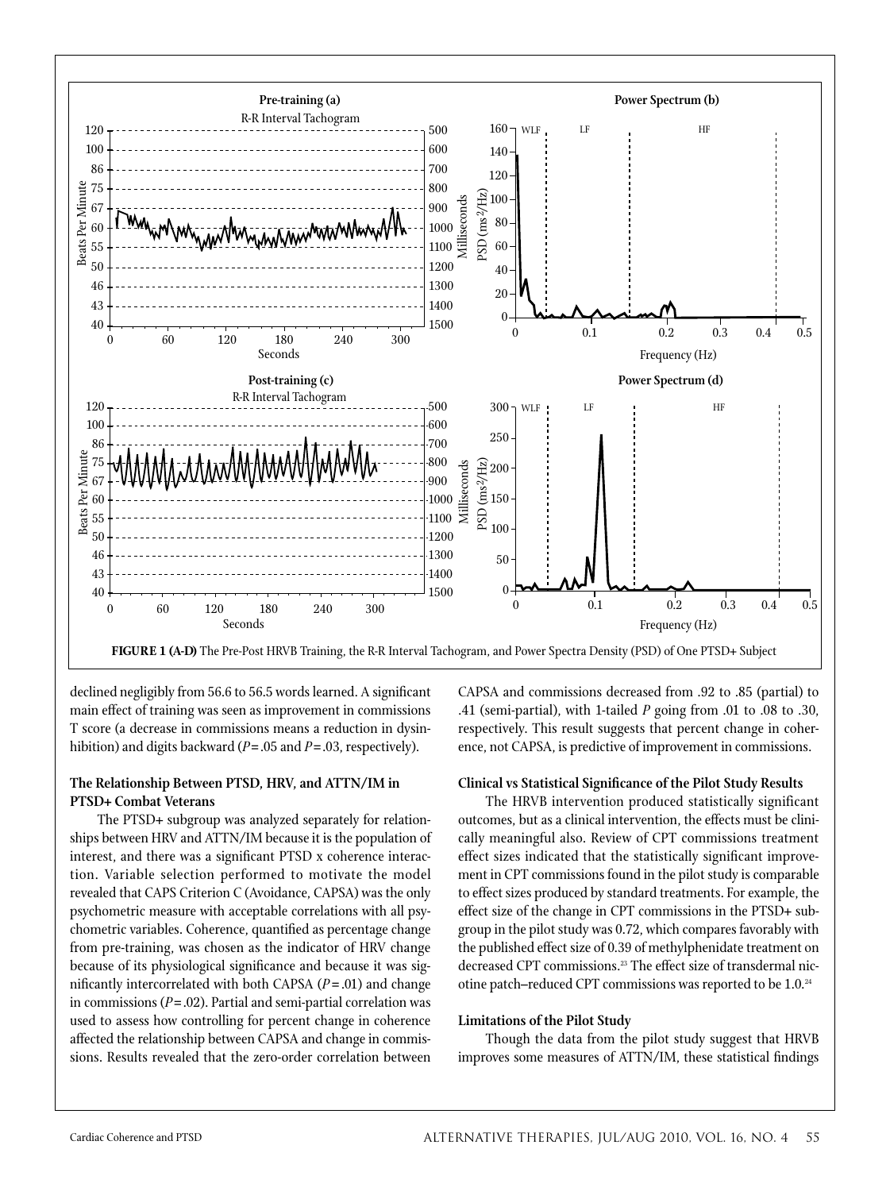**FIGURE 1 (A-D)** The Pre-Post HRVB Training, the R-R Interval Tachogram, and Power Spectra Density (PSD) of One PTSD+ Subject

declined negligibly from 56.6 to 56.5 words learned. A significant main effect of training was seen as improvement in commissions T score (a decrease in commissions means a reduction in dysinhibition) and digits backward ($P = .05$ and $P = .03$, respectively).

### The Relationship Between PTSD, HRV, and ATTN/IM in PTSD+ Combat Veterans

The PTSD+ subgroup was analyzed separately for relationships between HRV and ATTN/IM because it is the population of interest, and there was a significant PTSD x coherence interaction. Variable selection performed to motivate the model revealed that CAPS Criterion C (Avoidance, CAPSA) was the only psychometric measure with acceptable correlations with all psychometric variables. Coherence, quantified as percentage change from pre-training, was chosen as the indicator of HRV change because of its physiological significance and because it was significantly intercorrelated with both CAPSA ($P = .01$) and change in commissions ($P = .02$). Partial and semi-partial correlation was used to assess how controlling for percent change in coherence affected the relationship between CAPSA and change in commissions. Results revealed that the zero-order correlation between CAPSA and commissions decreased from .92 to .85 (partial) to .41 (semi-partial), with 1-tailed *P* going from .01 to .08 to .30, respectively. This result suggests that percent change in coherence, not CAPSA, is predictive of improvement in commissions.

### Clinical vs Statistical Significance of the Pilot Study Results

The HRVB intervention produced statistically significant outcomes, but as a clinical intervention, the effects must be clinically meaningful also. Review of CPT commissions treatment effect sizes indicated that the statistically significant improvement in CPT commissions found in the pilot study is comparable to effect sizes produced by standard treatments. For example, the effect size of the change in CPT commissions in the PTSD+ subgroup in the pilot study was 0.72, which compares favorably with the published effect size of 0.39 of methylphenidate treatment on decreased CPT commissions.[23] The effect size of transdermal nicotine patch–reduced CPT commissions was reported to be 1.0.[24]

### Limitations of the Pilot Study

Though the data from the pilot study suggest that HRVB improves some measures of ATTN/IM, these statistical findings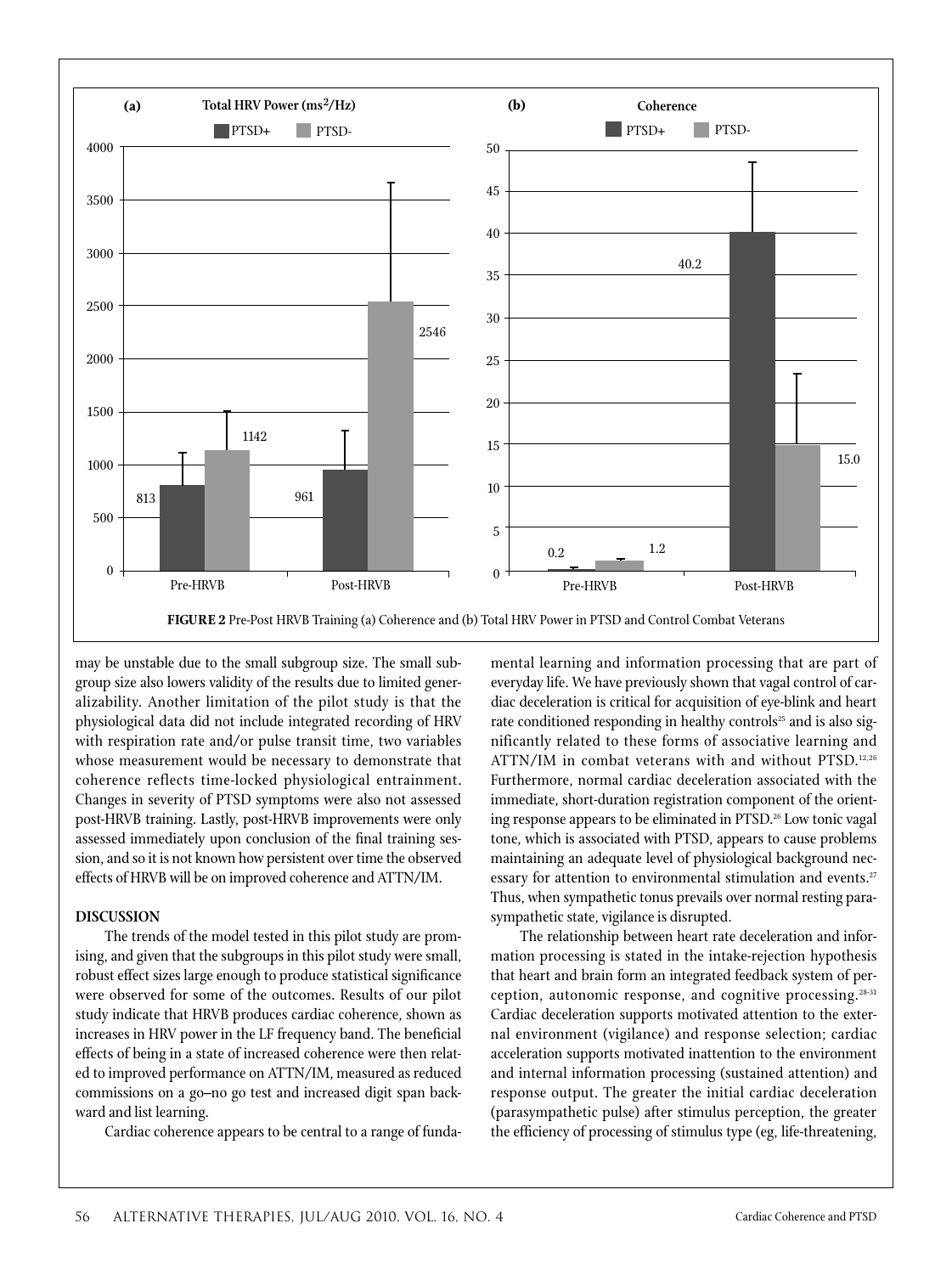**FIGURE 2** Pre-Post HRVB Training (a) Coherence and (b) Total HRV Power in PTSD and Control Combat Veterans

may be unstable due to the small subgroup size. The small subgroup size also lowers validity of the results due to limited generalizability. Another limitation of the pilot study is that the physiological data did not include integrated recording of HRV with respiration rate and/or pulse transit time, two variables whose measurement would be necessary to demonstrate that coherence reflects time-locked physiological entrainment. Changes in severity of PTSD symptoms were also not assessed post-HRVB training. Lastly, post-HRVB improvements were only assessed immediately upon conclusion of the final training session, and so it is not known how persistent over time the observed effects of HRVB will be on improved coherence and ATTN/IM.

## DISCUSSION

The trends of the model tested in this pilot study are promising, and given that the subgroups in this pilot study were small, robust effect sizes large enough to produce statistical significance were observed for some of the outcomes. Results of our pilot study indicate that HRVB produces cardiac coherence, shown as increases in HRV power in the LF frequency band. The beneficial effects of being in a state of increased coherence were then related to improved performance on ATTN/IM, measured as reduced commissions on a go–no go test and increased digit span backward and list learning.

Cardiac coherence appears to be central to a range of fundamental learning and information processing that are part of everyday life. We have previously shown that vagal control of cardiac deceleration is critical for acquisition of eye-blink and heart rate conditioned responding in healthy controls[25] and is also significantly related to these forms of associative learning and ATTN/IM in combat veterans with and without PTSD.[12,26] Furthermore, normal cardiac deceleration associated with the immediate, short-duration registration component of the orienting response appears to be eliminated in PTSD.[26] Low tonic vagal tone, which is associated with PTSD, appears to cause problems maintaining an adequate level of physiological background necessary for attention to environmental stimulation and events.[27] Thus, when sympathetic tonus prevails over normal resting parasympathetic state, vigilance is disrupted.

The relationship between heart rate deceleration and information processing is stated in the intake-rejection hypothesis that heart and brain form an integrated feedback system of perception, autonomic response, and cognitive processing.[28-31] Cardiac deceleration supports motivated attention to the external environment (vigilance) and response selection; cardiac acceleration supports motivated inattention to the environment and internal information processing (sustained attention) and response output. The greater the initial cardiac deceleration (parasympathetic pulse) after stimulus perception, the greater the efficiency of processing of stimulus type (eg, life-threatening,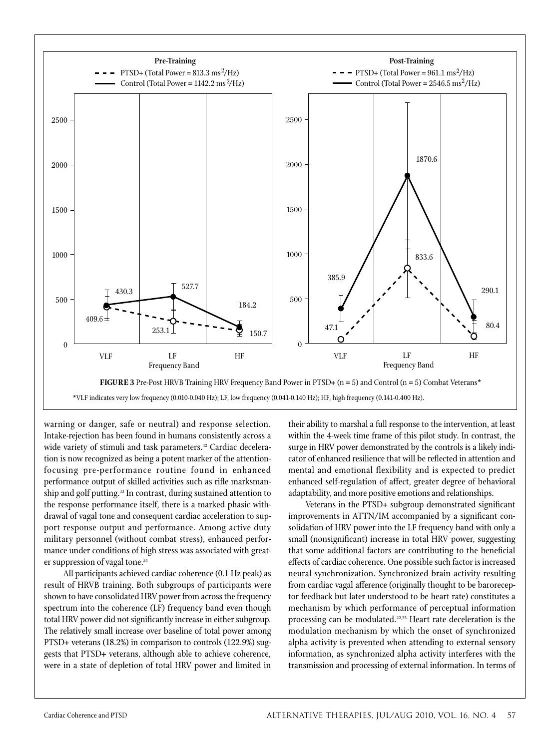**FIGURE 3** Pre-Post HRVB Training HRV Frequency Band Power in PTSD+ (n = 5) and Control (n = 5) Combat Veterans*

*VLF indicates very low frequency (0.010-0.040 Hz); LF, low frequency (0.041-0.140 Hz); HF, high frequency (0.141-0.400 Hz).

warning or danger, safe or neutral) and response selection. Intake-rejection has been found in humans consistently across a wide variety of stimuli and task parameters.[32] Cardiac deceleration is now recognized as being a potent marker of the attention-focusing pre-performance routine found in enhanced performance output of skilled activities such as rifle marksmanship and golf putting.[33] In contrast, during sustained attention to the response performance itself, there is a marked phasic withdrawal of vagal tone and consequent cardiac acceleration to support response output and performance. Among active duty military personnel (without combat stress), enhanced performance under conditions of high stress was associated with greater suppression of vagal tone.[34]

All participants achieved cardiac coherence (0.1 Hz peak) as result of HRVB training. Both subgroups of participants were shown to have consolidated HRV power from across the frequency spectrum into the coherence (LF) frequency band even though total HRV power did not significantly increase in either subgroup. The relatively small increase over baseline of total power among PTSD+ veterans (18.2%) in comparison to controls (122.9%) suggests that PTSD+ veterans, although able to achieve coherence, were in a state of depletion of total HRV power and limited in their ability to marshal a full response to the intervention, at least within the 4-week time frame of this pilot study. In contrast, the surge in HRV power demonstrated by the controls is a likely indicator of enhanced resilience that will be reflected in attention and mental and emotional flexibility and is expected to predict enhanced self-regulation of affect, greater degree of behavioral adaptability, and more positive emotions and relationships.

Veterans in the PTSD+ subgroup demonstrated significant improvements in ATTN/IM accompanied by a significant consolidation of HRV power into the LF frequency band with only a small (nonsignificant) increase in total HRV power, suggesting that some additional factors are contributing to the beneficial effects of cardiac coherence. One possible such factor is increased neural synchronization. Synchronized brain activity resulting from cardiac vagal afference (originally thought to be baroreceptor feedback but later understood to be heart rate) constitutes a mechanism by which performance of perceptual information processing can be modulated.[22,35] Heart rate deceleration is the modulation mechanism by which the onset of synchronized alpha activity is prevented when attending to external sensory information, as synchronized alpha activity interferes with the transmission and processing of external information. In terms of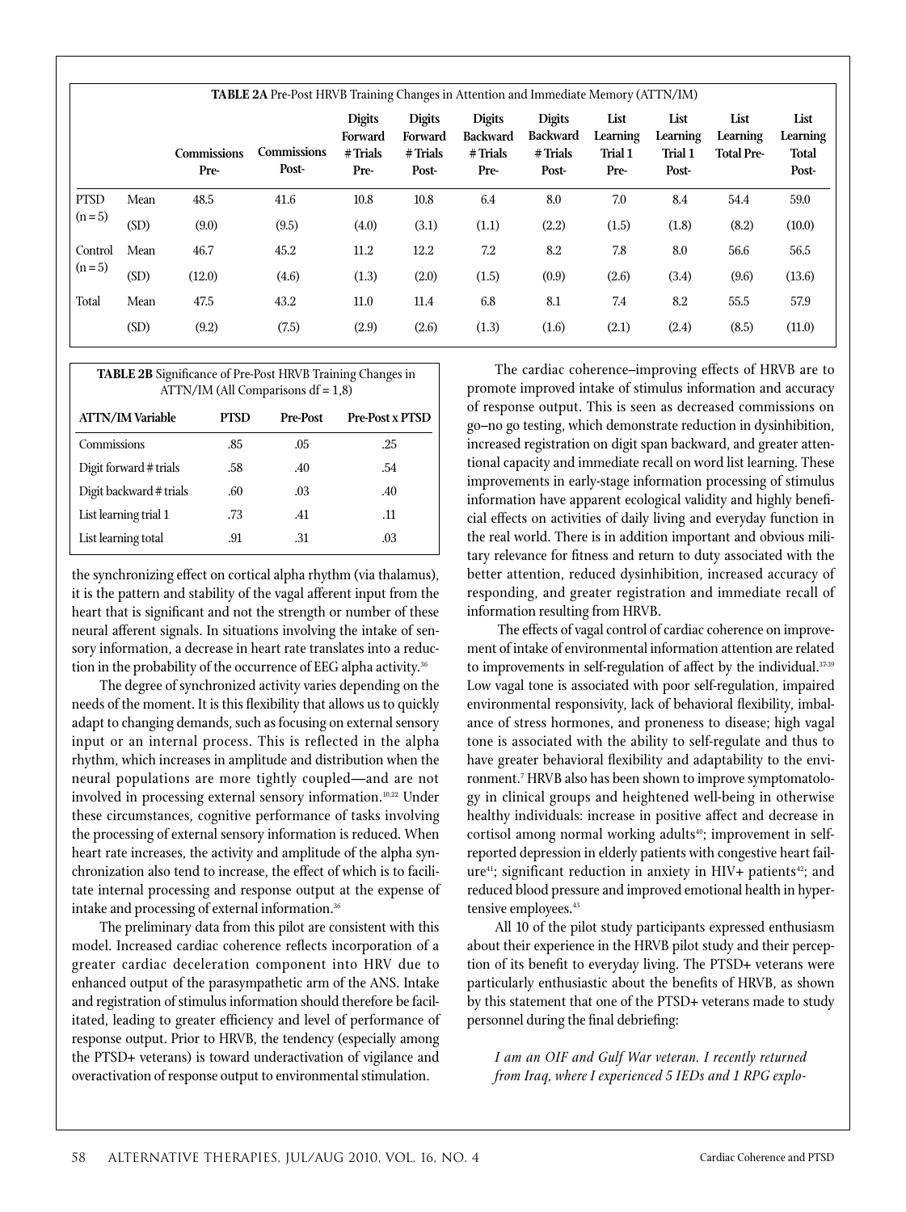**TABLE 2A** Pre-Post HRVB Training Changes in Attention and Immediate Memory (ATTN/IM)

| | | Commissions Pre- | Commissions Post- | Digits Forward # Trials Pre- | Digits Forward # Trials Post- | Digits Backward # Trials Pre- | Digits Backward # Trials Post- | List Learning Trial 1 Pre- | List Learning Trial 1 Post- | List Learning Total Pre- | List Learning Total Post- |
|---|---|---|---|---|---|---|---|---|---|---|---|
| PTSD (n = 5) | Mean | 48.5 | 41.6 | 10.8 | 10.8 | 6.4 | 8.0 | 7.0 | 8.4 | 54.4 | 59.0 |
| | (SD) | (9.0) | (9.5) | (4.0) | (3.1) | (1.1) | (2.2) | (1.5) | (1.8) | (8.2) | (10.0) |
| Control (n = 5) | Mean | 46.7 | 45.2 | 11.2 | 12.2 | 7.2 | 8.2 | 7.8 | 8.0 | 56.6 | 56.5 |
| | (SD) | (12.0) | (4.6) | (1.3) | (2.0) | (1.5) | (0.9) | (2.6) | (3.4) | (9.6) | (13.6) |
| Total | Mean | 47.5 | 43.2 | 11.0 | 11.4 | 6.8 | 8.1 | 7.4 | 8.2 | 55.5 | 57.9 |
| | (SD) | (9.2) | (7.5) | (2.9) | (2.6) | (1.3) | (1.6) | (2.1) | (2.4) | (8.5) | (11.0) |

**TABLE 2B** Significance of Pre-Post HRVB Training Changes in ATTN/IM (All Comparisons df = 1,8)

| ATTN/IM Variable | PTSD | Pre-Post | Pre-Post x PTSD |
|---|---|---|---|
| Commissions | .85 | .05 | .25 |
| Digit forward # trials | .58 | .40 | .54 |
| Digit backward # trials | .60 | .03 | .40 |
| List learning trial 1 | .73 | .41 | .11 |
| List learning total | .91 | .31 | .03 |

the synchronizing effect on cortical alpha rhythm (via thalamus), it is the pattern and stability of the vagal afferent input from the heart that is significant and not the strength or number of these neural afferent signals. In situations involving the intake of sensory information, a decrease in heart rate translates into a reduction in the probability of the occurrence of EEG alpha activity.[36]

The degree of synchronized activity varies depending on the needs of the moment. It is this flexibility that allows us to quickly adapt to changing demands, such as focusing on external sensory input or an internal process. This is reflected in the alpha rhythm, which increases in amplitude and distribution when the neural populations are more tightly coupled—and are not involved in processing external sensory information.[10,22] Under these circumstances, cognitive performance of tasks involving the processing of external sensory information is reduced. When heart rate increases, the activity and amplitude of the alpha synchronization also tend to increase, the effect of which is to facilitate internal processing and response output at the expense of intake and processing of external information.[36]

The preliminary data from this pilot are consistent with this model. Increased cardiac coherence reflects incorporation of a greater cardiac deceleration component into HRV due to enhanced output of the parasympathetic arm of the ANS. Intake and registration of stimulus information should therefore be facilitated, leading to greater efficiency and level of performance of response output. Prior to HRVB, the tendency (especially among the PTSD+ veterans) is toward underactivation of vigilance and overactivation of response output to environmental stimulation.

The cardiac coherence–improving effects of HRVB are to promote improved intake of stimulus information and accuracy of response output. This is seen as decreased commissions on go–no go testing, which demonstrate reduction in dysinhibition, increased registration on digit span backward, and greater attentional capacity and immediate recall on word list learning. These improvements in early-stage information processing of stimulus information have apparent ecological validity and highly beneficial effects on activities of daily living and everyday function in the real world. There is in addition important and obvious military relevance for fitness and return to duty associated with the better attention, reduced dysinhibition, increased accuracy of responding, and greater registration and immediate recall of information resulting from HRVB.

The effects of vagal control of cardiac coherence on improvement of intake of environmental information attention are related to improvements in self-regulation of affect by the individual.[37-39] Low vagal tone is associated with poor self-regulation, impaired environmental responsivity, lack of behavioral flexibility, imbalance of stress hormones, and proneness to disease; high vagal tone is associated with the ability to self-regulate and thus to have greater behavioral flexibility and adaptability to the environment.[7] HRVB also has been shown to improve symptomatology in clinical groups and heightened well-being in otherwise healthy individuals: increase in positive affect and decrease in cortisol among normal working adults[40]; improvement in self-reported depression in elderly patients with congestive heart failure[41]; significant reduction in anxiety in HIV+ patients[42]; and reduced blood pressure and improved emotional health in hypertensive employees.[43]

All 10 of the pilot study participants expressed enthusiasm about their experience in the HRVB pilot study and their perception of its benefit to everyday living. The PTSD+ veterans were particularly enthusiastic about the benefits of HRVB, as shown by this statement that one of the PTSD+ veterans made to study personnel during the final debriefing:

> *I am an OIF and Gulf War veteran. I recently returned from Iraq, where I experienced 5 IEDs and 1 RPG explo-*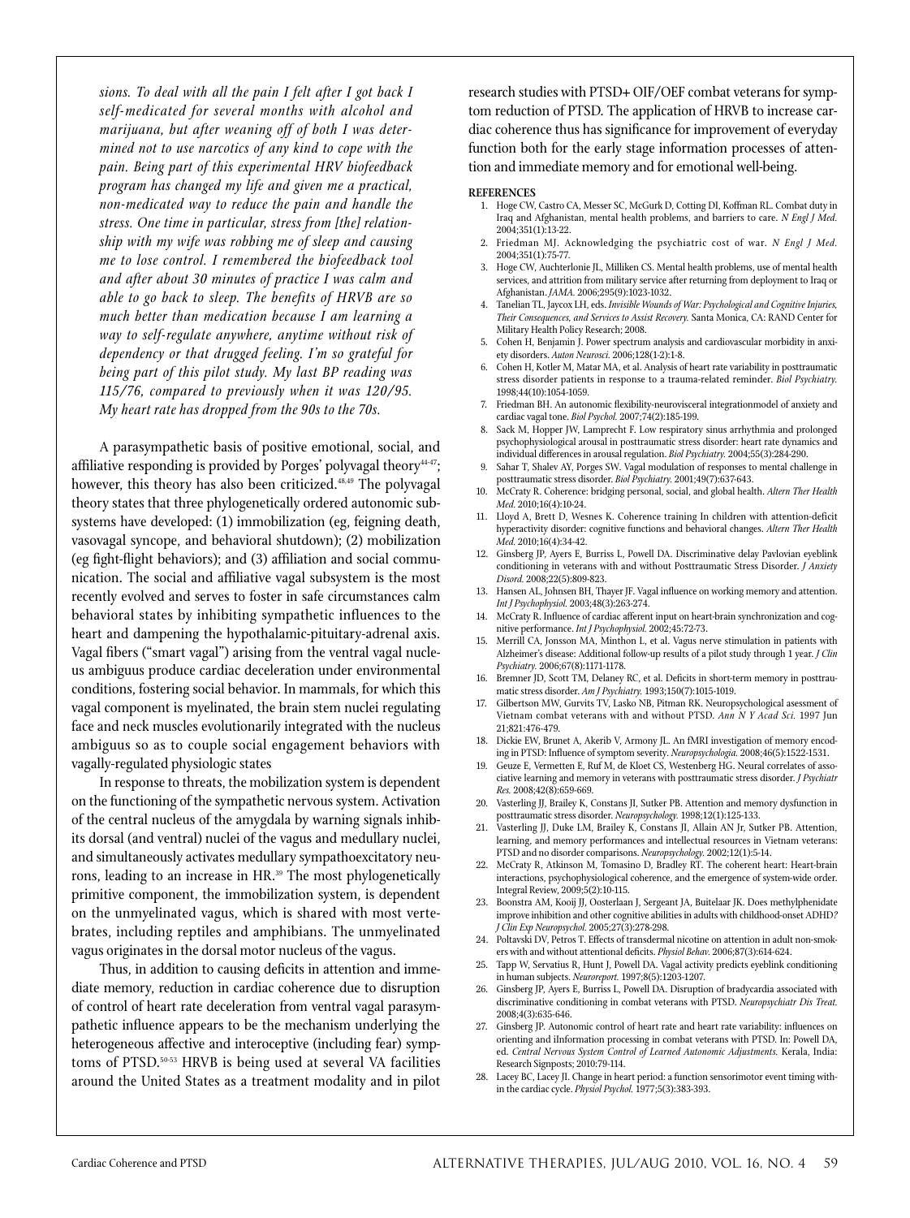*sions. To deal with all the pain I felt after I got back I self-medicated for several months with alcohol and marijuana, but after weaning off of both I was determined not to use narcotics of any kind to cope with the pain. Being part of this experimental HRV biofeedback program has changed my life and given me a practical, non-medicated way to reduce the pain and handle the stress. One time in particular, stress from [the] relationship with my wife was robbing me of sleep and causing me to lose control. I remembered the biofeedback tool and after about 30 minutes of practice I was calm and able to go back to sleep. The benefits of HRVB are so much better than medication because I am learning a way to self-regulate anywhere, anytime without risk of dependency or that drugged feeling. I'm so grateful for being part of this pilot study. My last BP reading was 115/76, compared to previously when it was 120/95. My heart rate has dropped from the 90s to the 70s.*

A parasympathetic basis of positive emotional, social, and affiliative responding is provided by Porges' polyvagal theory[44-47]; however, this theory has also been criticized.[48,49] The polyvagal theory states that three phylogenetically ordered autonomic subsystems have developed: (1) immobilization (eg, feigning death, vasovagal syncope, and behavioral shutdown); (2) mobilization (eg fight-flight behaviors); and (3) affiliation and social communication. The social and affiliative vagal subsystem is the most recently evolved and serves to foster in safe circumstances calm behavioral states by inhibiting sympathetic influences to the heart and dampening the hypothalamic-pituitary-adrenal axis. Vagal fibers ("smart vagal") arising from the ventral vagal nucleus ambiguus produce cardiac deceleration under environmental conditions, fostering social behavior. In mammals, for which this vagal component is myelinated, the brain stem nuclei regulating face and neck muscles evolutionarily integrated with the nucleus ambiguus so as to couple social engagement behaviors with vagally-regulated physiologic states

In response to threats, the mobilization system is dependent on the functioning of the sympathetic nervous system. Activation of the central nucleus of the amygdala by warning signals inhibits dorsal (and ventral) nuclei of the vagus and medullary nuclei, and simultaneously activates medullary sympathoexcitatory neurons, leading to an increase in HR.[39] The most phylogenetically primitive component, the immobilization system, is dependent on the unmyelinated vagus, which is shared with most vertebrates, including reptiles and amphibians. The unmyelinated vagus originates in the dorsal motor nucleus of the vagus.

Thus, in addition to causing deficits in attention and immediate memory, reduction in cardiac coherence due to disruption of control of heart rate deceleration from ventral vagal parasympathetic influence appears to be the mechanism underlying the heterogeneous affective and interoceptive (including fear) symptoms of PTSD.[50-53] HRVB is being used at several VA facilities around the United States as a treatment modality and in pilot research studies with PTSD+ OIF/OEF combat veterans for symptom reduction of PTSD. The application of HRVB to increase cardiac coherence thus has significance for improvement of everyday function both for the early stage information processes of attention and immediate memory and for emotional well-being.

## REFERENCES

1. Hoge CW, Castro CA, Messer SC, McGurk D, Cotting DI, Koffman RL. Combat duty in Iraq and Afghanistan, mental health problems, and barriers to care. *N Engl J Med.* 2004;351(1):13-22.
2. Friedman MJ. Acknowledging the psychiatric cost of war. *N Engl J Med.* 2004;351(1):75-77.
3. Hoge CW, Auchterlonie JL, Milliken CS. Mental health problems, use of mental health services, and attrition from military service after returning from deployment to Iraq or Afghanistan. *JAMA.* 2006;295(9):1023-1032.
4. Tanelian TL, Jaycox LH, eds. *Invisible Wounds of War: Psychological and Cognitive Injuries, Their Consequences, and Services to Assist Recovery.* Santa Monica, CA: RAND Center for Military Health Policy Research; 2008.
5. Cohen H, Benjamin J. Power spectrum analysis and cardiovascular morbidity in anxiety disorders. *Auton Neurosci.* 2006;128(1-2):1-8.
6. Cohen H, Kotler M, Matar MA, et al. Analysis of heart rate variability in posttraumatic stress disorder patients in response to a trauma-related reminder. *Biol Psychiatry.* 1998;44(10):1054-1059.
7. Friedman BH. An autonomic flexibility-neurovisceral integrationmodel of anxiety and cardiac vagal tone. *Biol Psychol.* 2007;74(2):185-199.
8. Sack M, Hopper JW, Lamprecht F. Low respiratory sinus arrhythmia and prolonged psychophysiological arousal in posttraumatic stress disorder: heart rate dynamics and individual differences in arousal regulation. *Biol Psychiatry.* 2004;55(3):284-290.
9. Sahar T, Shalev AY, Porges SW. Vagal modulation of responses to mental challenge in posttraumatic stress disorder. *Biol Psychiatry.* 2001;49(7):637-643.
10. McCraty R. Coherence: bridging personal, social, and global health. *Altern Ther Health Med.* 2010;16(4):10-24.
11. Lloyd A, Brett D, Wesnes K. Coherence training In children with attention-deficit hyperactivity disorder: cognitive functions and behavioral changes. *Altern Ther Health Med.* 2010;16(4):34-42.
12. Ginsberg JP, Ayers E, Burriss L, Powell DA. Discriminative delay Pavlovian eyeblink conditioning in veterans with and without Posttraumatic Stress Disorder. *J Anxiety Disord.* 2008;22(5):809-823.
13. Hansen AL, Johnsen BH, Thayer JF. Vagal influence on working memory and attention. *Int J Psychophysiol.* 2003;48(3):263-274.
14. McCraty R. Influence of cardiac afferent input on heart-brain synchronization and cognitive performance. *Int J Psychophysiol.* 2002;45:72-73.
15. Merrill CA, Jonsson MA, Minthon L, et al. Vagus nerve stimulation in patients with Alzheimer's disease: Additional follow-up results of a pilot study through 1 year. *J Clin Psychiatry.* 2006;67(8):1171-1178.
16. Bremner JD, Scott TM, Delaney RC, et al. Deficits in short-term memory in posttraumatic stress disorder. *Am J Psychiatry.* 1993;150(7):1015-1019.
17. Gilbertson MW, Gurvits TV, Lasko NB, Pitman RK. Neuropsychological asessment of Vietnam combat veterans with and without PTSD. *Ann N Y Acad Sci.* 1997 Jun 21;821:476-479.
18. Dickie EW, Brunet A, Akerib V, Armony JL. An fMRI investigation of memory encoding in PTSD: Influence of symptom severity. *Neuropsychologia.* 2008;46(5):1522-1531.
19. Geuze E, Vermetten E, Ruf M, de Kloet CS, Westenberg HG. Neural correlates of associative learning and memory in veterans with posttraumatic stress disorder. *J Psychiatr Res.* 2008;42(8):659-669.
20. Vasterling JJ, Brailey K, Constans JI, Sutker PB. Attention and memory dysfunction in posttraumatic stress disorder. *Neuropsychology.* 1998;12(1):125-133.
21. Vasterling JJ, Duke LM, Brailey K, Constans JI, Allain AN Jr, Sutker PB. Attention, learning, and memory performances and intellectual resources in Vietnam veterans: PTSD and no disorder comparisons. *Neuropsychology.* 2002;12(1):5-14.
22. McCraty R, Atkinson M, Tomasino D, Bradley RT. The coherent heart: Heart-brain interactions, psychophysiological coherence, and the emergence of system-wide order. Integral Review, 2009;5(2):10-115.
23. Boonstra AM, Kooij JJ, Oosterlaan J, Sergeant JA, Buitelaar JK. Does methylphenidate improve inhibition and other cognitive abilities in adults with childhood-onset ADHD? *J Clin Exp Neuropsychol.* 2005;27(3):278-298.
24. Poltavski DV, Petros T. Effects of transdermal nicotine on attention in adult non-smokers with and without attentional deficits. *Physiol Behav.* 2006;87(3):614-624.
25. Tapp W, Servatius R, Hunt J, Powell DA. Vagal activity predicts eyeblink conditioning in human subjects. *Neuroreport.* 1997;8(5):1203-1207.
26. Ginsberg JP, Ayers E, Burriss L, Powell DA. Disruption of bradycardia associated with discriminative conditioning in combat veterans with PTSD. *Neuropsychiatr Dis Treat.* 2008;4(3):635-646.
27. Ginsberg JP. Autonomic control of heart rate and heart rate variability: influences on orienting and iInformation processing in combat veterans with PTSD. In: Powell DA, ed. *Central Nervous System Control of Learned Autonomic Adjustments.* Kerala, India: Research Signposts; 2010:79-114.
28. Lacey BC, Lacey JI. Change in heart period: a function sensorimotor event timing within the cardiac cycle. *Physiol Psychol.* 1977;5(3):383-393.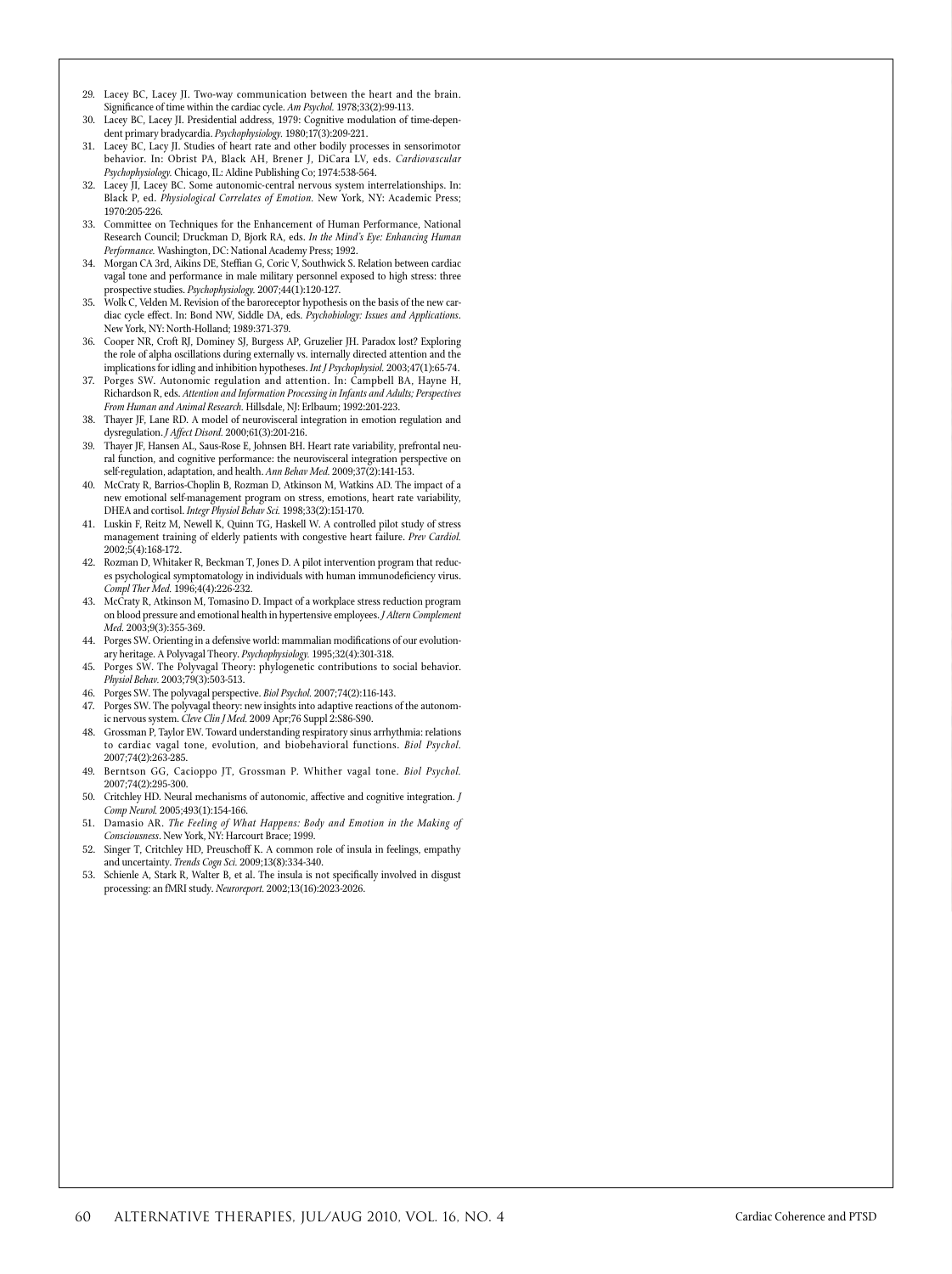29. Lacey BC, Lacey JI. Two-way communication between the heart and the brain. Significance of time within the cardiac cycle. *Am Psychol.* 1978;33(2):99-113.
30. Lacey BC, Lacey JI. Presidential address, 1979: Cognitive modulation of time-dependent primary bradycardia. *Psychophysiology.* 1980;17(3):209-221.
31. Lacey BC, Lacy JI. Studies of heart rate and other bodily processes in sensorimotor behavior. In: Obrist PA, Black AH, Brener J, DiCara LV, eds. *Cardiovascular Psychophysiology.* Chicago, IL: Aldine Publishing Co; 1974:538-564.
32. Lacey JI, Lacey BC. Some autonomic-central nervous system interrelationships. In: Black P, ed. *Physiological Correlates of Emotion.* New York, NY: Academic Press; 1970:205-226.
33. Committee on Techniques for the Enhancement of Human Performance, National Research Council; Druckman D, Bjork RA, eds. *In the Mind's Eye: Enhancing Human Performance.* Washington, DC: National Academy Press; 1992.
34. Morgan CA 3rd, Aikins DE, Steffian G, Coric V, Southwick S. Relation between cardiac vagal tone and performance in male military personnel exposed to high stress: three prospective studies. *Psychophysiology.* 2007;44(1):120-127.
35. Wolk C, Velden M. Revision of the baroreceptor hypothesis on the basis of the new cardiac cycle effect. In: Bond NW, Siddle DA, eds. *Psychobiology: Issues and Applications*. New York, NY: North-Holland; 1989:371-379.
36. Cooper NR, Croft RJ, Dominey SJ, Burgess AP, Gruzelier JH. Paradox lost? Exploring the role of alpha oscillations during externally vs. internally directed attention and the implications for idling and inhibition hypotheses. *Int J Psychophysiol.* 2003;47(1):65-74.
37. Porges SW. Autonomic regulation and attention. In: Campbell BA, Hayne H, Richardson R, eds. *Attention and Information Processing in Infants and Adults; Perspectives From Human and Animal Research.* Hillsdale, NJ: Erlbaum; 1992:201-223.
38. Thayer JF, Lane RD. A model of neurovisceral integration in emotion regulation and dysregulation. *J Affect Disord.* 2000;61(3):201-216.
39. Thayer JF, Hansen AL, Saus-Rose E, Johnsen BH. Heart rate variability, prefrontal neural function, and cognitive performance: the neurovisceral integration perspective on self-regulation, adaptation, and health. *Ann Behav Med.* 2009;37(2):141-153.
40. McCraty R, Barrios-Choplin B, Rozman D, Atkinson M, Watkins AD. The impact of a new emotional self-management program on stress, emotions, heart rate variability, DHEA and cortisol. *Integr Physiol Behav Sci.* 1998;33(2):151-170.
41. Luskin F, Reitz M, Newell K, Quinn TG, Haskell W. A controlled pilot study of stress management training of elderly patients with congestive heart failure. *Prev Cardiol.* 2002;5(4):168-172.
42. Rozman D, Whitaker R, Beckman T, Jones D. A pilot intervention program that reduces psychological symptomatology in individuals with human immunodeficiency virus. *Compl Ther Med.* 1996;4(4):226-232.
43. McCraty R, Atkinson M, Tomasino D. Impact of a workplace stress reduction program on blood pressure and emotional health in hypertensive employees. *J Altern Complement Med.* 2003;9(3):355-369.
44. Porges SW. Orienting in a defensive world: mammalian modifications of our evolutionary heritage. A Polyvagal Theory. *Psychophysiology.* 1995;32(4):301-318.
45. Porges SW. The Polyvagal Theory: phylogenetic contributions to social behavior. *Physiol Behav.* 2003;79(3):503-513.
46. Porges SW. The polyvagal perspective. *Biol Psychol.* 2007;74(2):116-143.
47. Porges SW. The polyvagal theory: new insights into adaptive reactions of the autonomic nervous system. *Cleve Clin J Med.* 2009 Apr;76 Suppl 2:S86-S90.
48. Grossman P, Taylor EW. Toward understanding respiratory sinus arrhythmia: relations to cardiac vagal tone, evolution, and biobehavioral functions. *Biol Psychol.* 2007;74(2):263-285.
49. Berntson GG, Cacioppo JT, Grossman P. Whither vagal tone. *Biol Psychol.* 2007;74(2):295-300.
50. Critchley HD. Neural mechanisms of autonomic, affective and cognitive integration. *J Comp Neurol.* 2005;493(1):154-166.
51. Damasio AR. *The Feeling of What Happens: Body and Emotion in the Making of Consciousness*. New York, NY: Harcourt Brace; 1999.
52. Singer T, Critchley HD, Preuschoff K. A common role of insula in feelings, empathy and uncertainty. *Trends Cogn Sci.* 2009;13(8):334-340.
53. Schienle A, Stark R, Walter B, et al. The insula is not specifically involved in disgust processing: an fMRI study. *Neuroreport.* 2002;13(16):2023-2026.